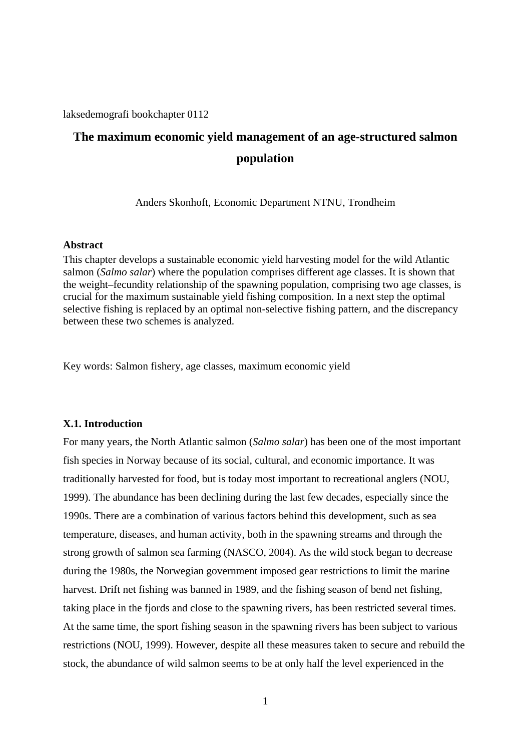laksedemografi bookchapter 0112

# The maximum economic yield management of an age-structured salmon population

Anders Skonhoft, Economic Department NTNU, Trondheim

**Abstract**

This chapter develops a sustainable economic yield harvesting model for the wild Atlantic salmon (*Salmo salar*) where the population comprises different age classes. It is shown that the weight–fecundity relationship of the spawning population, comprising two age classes, is crucial for the maximum sustainable yield fishing composition. In a next step the optimal selective fishing is replaced by an optimal non-selective fishing pattern, and the discrepancy between these two schemes is analyzed.

Key words: Salmon fishery, age classes, maximum economic yield

## X.1. Introduction

For many years, the North Atlantic salmon (*Salmo salar*) has been one of the most important fish species in Norway because of its social, cultural, and economic importance. It was traditionally harvested for food, but is today most important to recreational anglers (NOU, 1999). The abundance has been declining during the last few decades, especially since the 1990s. There are a combination of various factors behind this development, such as sea temperature, diseases, and human activity, both in the spawning streams and through the strong growth of salmon sea farming (NASCO, 2004). As the wild stock began to decrease during the 1980s, the Norwegian government imposed gear restrictions to limit the marine harvest. Drift net fishing was banned in 1989, and the fishing season of bend net fishing, taking place in the fjords and close to the spawning rivers, has been restricted several times. At the same time, the sport fishing season in the spawning rivers has been subject to various restrictions (NOU, 1999). However, despite all these measures taken to secure and rebuild the stock, the abundance of wild salmon seems to be at only half the level experienced in the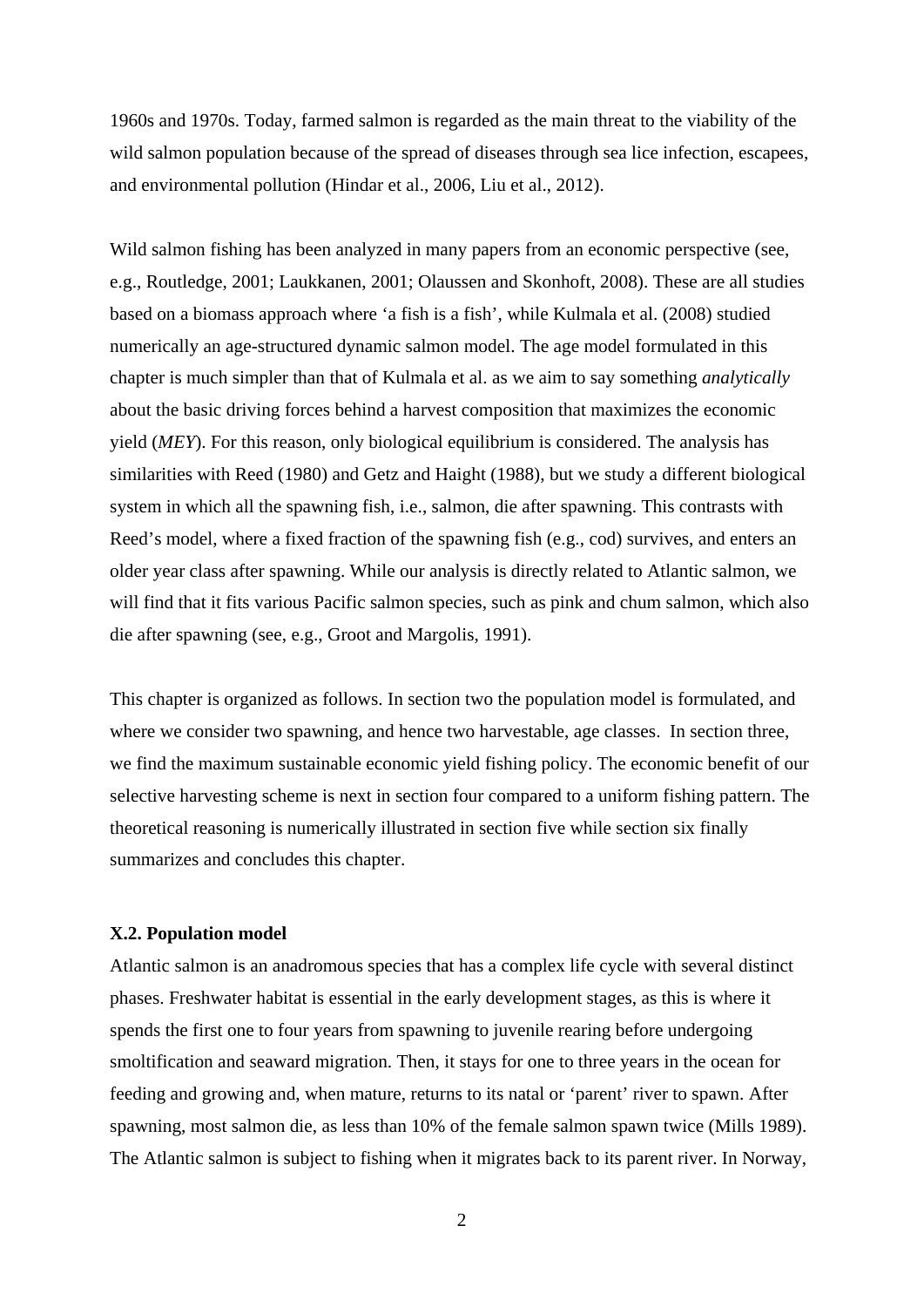1960s and 1970s. Today, farmed salmon is regarded as the main threat to the viability of the wild salmon population because of the spread of diseases through sea lice infection, escapees, and environmental pollution (Hindar et al., 2006, Liu et al., 2012).

Wild salmon fishing has been analyzed in many papers from an economic perspective (see, e.g., Routledge, 2001; Laukkanen, 2001; Olaussen and Skonhoft, 2008). These are all studies based on a biomass approach where 'a fish is a fish', while Kulmala et al. (2008) studied numerically an age-structured dynamic salmon model. The age model formulated in this chapter is much simpler than that of Kulmala et al. as we aim to say something *analytically* about the basic driving forces behind a harvest composition that maximizes the economic yield (*MEY*). For this reason, only biological equilibrium is considered. The analysis has similarities with Reed (1980) and Getz and Haight (1988), but we study a different biological system in which all the spawning fish, i.e., salmon, die after spawning. This contrasts with Reed's model, where a fixed fraction of the spawning fish (e.g., cod) survives, and enters an older year class after spawning. While our analysis is directly related to Atlantic salmon, we will find that it fits various Pacific salmon species, such as pink and chum salmon, which also die after spawning (see, e.g., Groot and Margolis, 1991).

This chapter is organized as follows. In section two the population model is formulated, and where we consider two spawning, and hence two harvestable, age classes. In section three, we find the maximum sustainable economic yield fishing policy. The economic benefit of our selective harvesting scheme is next in section four compared to a uniform fishing pattern. The theoretical reasoning is numerically illustrated in section five while section six finally summarizes and concludes this chapter.

### X.2. Population model

Atlantic salmon is an anadromous species that has a complex life cycle with several distinct phases. Freshwater habitat is essential in the early development stages, as this is where it spends the first one to four years from spawning to juvenile rearing before undergoing smoltification and seaward migration. Then, it stays for one to three years in the ocean for feeding and growing and, when mature, returns to its natal or 'parent' river to spawn. After spawning, most salmon die, as less than 10% of the female salmon spawn twice (Mills 1989). The Atlantic salmon is subject to fishing when it migrates back to its parent river. In Norway,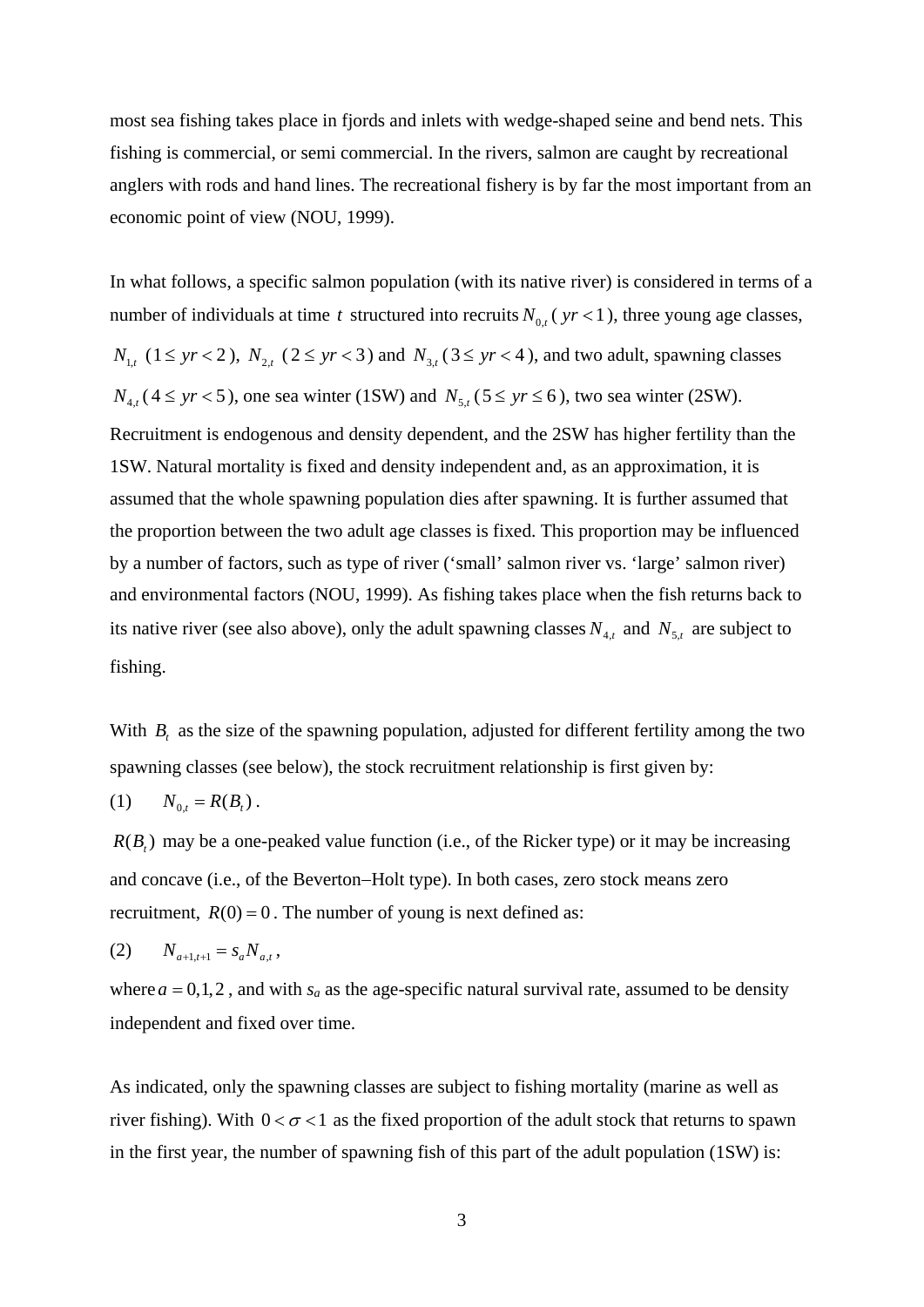most sea fishing takes place in fjords and inlets with wedge-shaped seine and bend nets. This fishing is commercial, or semi commercial. In the rivers, salmon are caught by recreational anglers with rods and hand lines. The recreational fishery is by far the most important from an economic point of view (NOU, 1999).

In what follows, a specific salmon population (with its native river) is considered in terms of a number of individuals at time $t$ structured into recruits $N_{0,t}$ ( $yr < 1$ ), three young age classes, $N_{1,t}$ ( $1 \leq yr < 2$ ), $N_{2,t}$ ( $2 \leq yr < 3$ ) and $N_{3,t}$ ( $3 \leq yr < 4$ ), and two adult, spawning classes $N_{4,t}$ ( $4 \leq yr < 5$ ), one sea winter (1SW) and $N_{5,t}$ ( $5 \leq yr \leq 6$ ), two sea winter (2SW). Recruitment is endogenous and density dependent, and the 2SW has higher fertility than the 1SW. Natural mortality is fixed and density independent and, as an approximation, it is assumed that the whole spawning population dies after spawning. It is further assumed that the proportion between the two adult age classes is fixed. This proportion may be influenced by a number of factors, such as type of river ('small' salmon river vs. 'large' salmon river) and environmental factors (NOU, 1999). As fishing takes place when the fish returns back to its native river (see also above), only the adult spawning classes $N_{4,t}$ and $N_{5,t}$ are subject to fishing.

With $B_t$ as the size of the spawning population, adjusted for different fertility among the two spawning classes (see below), the stock recruitment relationship is first given by:

(1) $$N_{0,t} = R(B_t) .$$

$R(B_t)$ may be a one-peaked value function (i.e., of the Ricker type) or it may be increasing and concave (i.e., of the Beverton–Holt type). In both cases, zero stock means zero recruitment, $R(0) = 0$ . The number of young is next defined as:

(2) $$N_{a+1,t+1} = s_a N_{a,t} ,$$

where $a = 0,1,2$ , and with $s_a$ as the age-specific natural survival rate, assumed to be density independent and fixed over time.

As indicated, only the spawning classes are subject to fishing mortality (marine as well as river fishing). With $0 < \sigma < 1$ as the fixed proportion of the adult stock that returns to spawn in the first year, the number of spawning fish of this part of the adult population (1SW) is: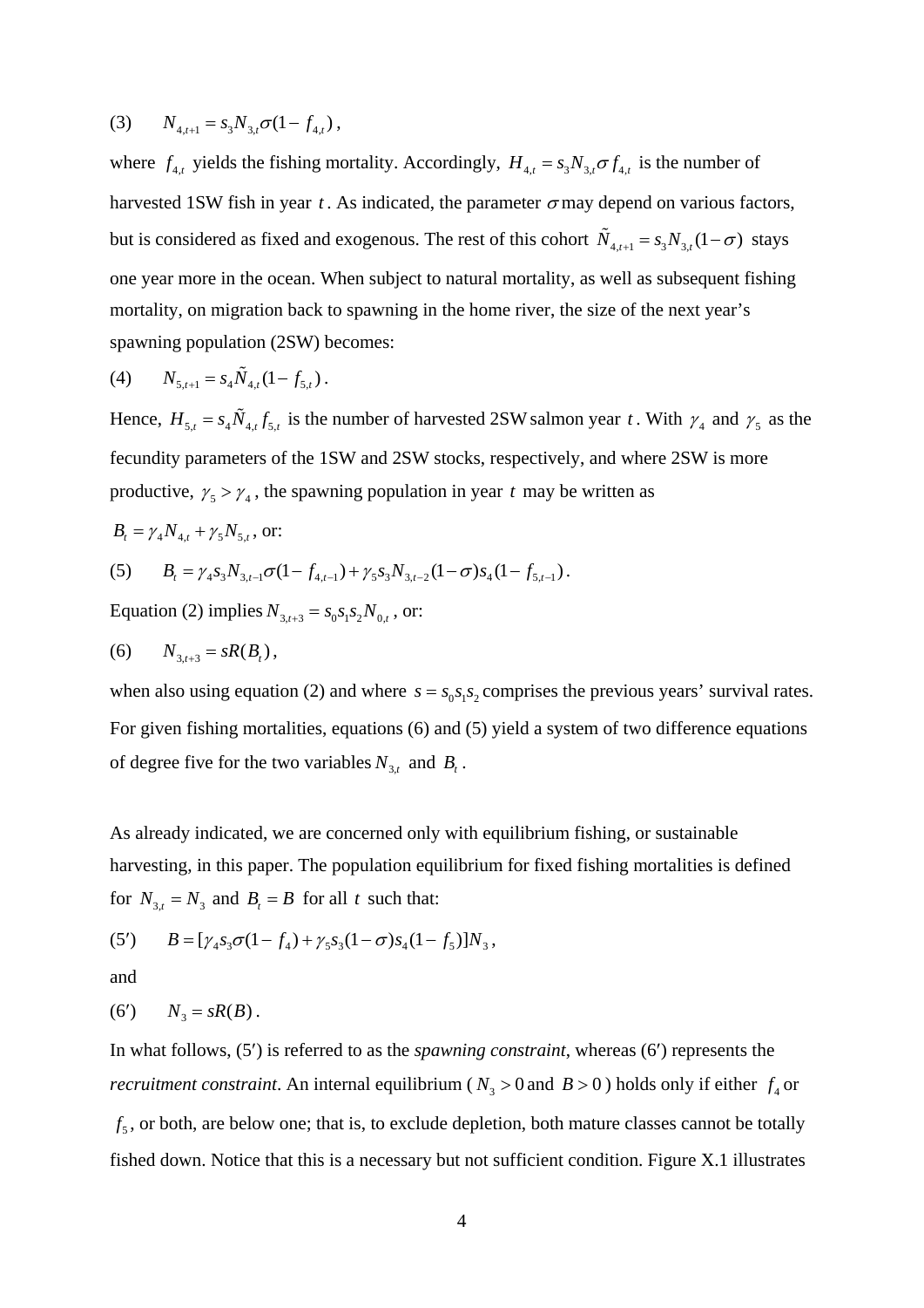(3) $\quad N_{4,t+1} = s_3 N_{3,t} \sigma (1 - f_{4,t})$ ,

where $f_{4,t}$ yields the fishing mortality. Accordingly, $H_{4,t} = s_3 N_{3,t} \sigma f_{4,t}$ is the number of harvested 1SW fish in year $t$. As indicated, the parameter $\sigma$ may depend on various factors, but is considered as fixed and exogenous. The rest of this cohort $\tilde{N}_{4,t+1} = s_3 N_{3,t}(1-\sigma)$ stays one year more in the ocean. When subject to natural mortality, as well as subsequent fishing mortality, on migration back to spawning in the home river, the size of the next year's spawning population (2SW) becomes:

(4) $\quad N_{5,t+1} = s_4 \tilde{N}_{4,t}(1 - f_{5,t})$ .

Hence, $H_{5,t} = s_4 \tilde{N}_{4,t} f_{5,t}$ is the number of harvested 2SW salmon year $t$. With $\gamma_4$ and $\gamma_5$ as the fecundity parameters of the 1SW and 2SW stocks, respectively, and where 2SW is more productive, $\gamma_5 > \gamma_4$, the spawning population in year $t$ may be written as

$B_t = \gamma_4 N_{4,t} + \gamma_5 N_{5,t}$, or:

(5) $\quad B_t = \gamma_4 s_3 N_{3,t-1} \sigma (1 - f_{4,t-1}) + \gamma_5 s_3 N_{3,t-2}(1-\sigma) s_4 (1 - f_{5,t-1})$ .

Equation (2) implies $N_{3,t+3} = s_0 s_1 s_2 N_{0,t}$, or:

(6) $\quad N_{3,t+3} = sR(B_t)$ ,

when also using equation (2) and where $s = s_0 s_1 s_2$ comprises the previous years' survival rates. For given fishing mortalities, equations (6) and (5) yield a system of two difference equations of degree five for the two variables $N_{3,t}$ and $B_t$.

As already indicated, we are concerned only with equilibrium fishing, or sustainable harvesting, in this paper. The population equilibrium for fixed fishing mortalities is defined for $N_{3,t} = N_3$ and $B_t = B$ for all $t$ such that:

(5′) $\quad B = [\gamma_4 s_3 \sigma (1 - f_4) + \gamma_5 s_3 (1-\sigma) s_4 (1 - f_5)] N_3$ ,

and

(6′) $\quad N_3 = sR(B)$ .

In what follows, (5′) is referred to as the *spawning constraint*, whereas (6′) represents the *recruitment constraint*. An internal equilibrium ($N_3 > 0$ and $B > 0$) holds only if either $f_4$ or $f_5$, or both, are below one; that is, to exclude depletion, both mature classes cannot be totally fished down. Notice that this is a necessary but not sufficient condition. Figure X.1 illustrates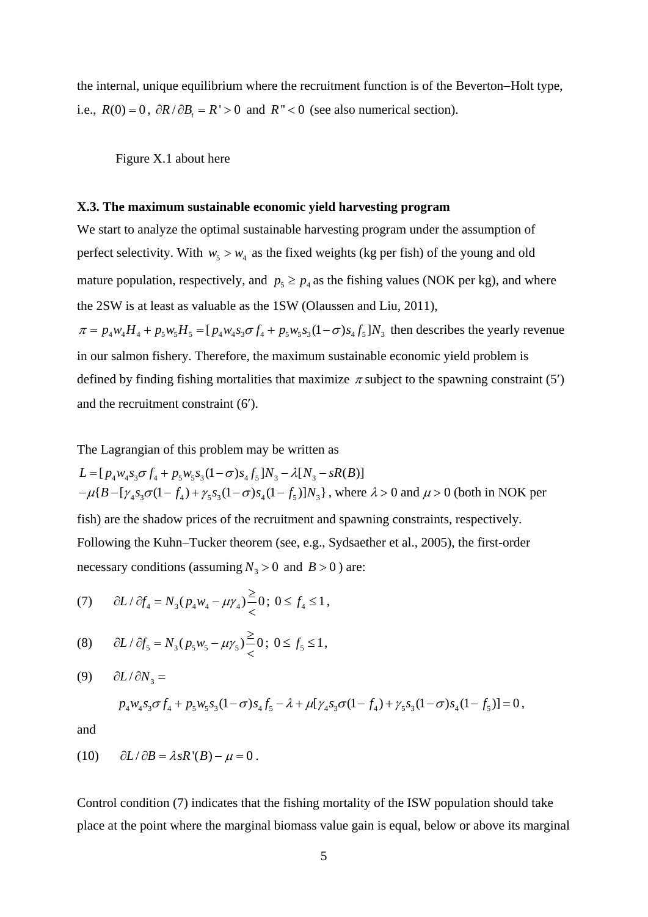the internal, unique equilibrium where the recruitment function is of the Beverton–Holt type, i.e., $R(0) = 0$, $\partial R / \partial B_t = R' > 0$ and $R'' < 0$ (see also numerical section).

Figure X.1 about here

### X.3. The maximum sustainable economic yield harvesting program

We start to analyze the optimal sustainable harvesting program under the assumption of perfect selectivity. With $w_5 > w_4$ as the fixed weights (kg per fish) of the young and old mature population, respectively, and $p_5 \geq p_4$ as the fishing values (NOK per kg), and where the 2SW is at least as valuable as the 1SW (Olaussen and Liu, 2011), $\pi = p_4 w_4 H_4 + p_5 w_5 H_5 = [p_4 w_4 s_3 \sigma f_4 + p_5 w_5 s_3 (1-\sigma) s_4 f_5] N_3$ then describes the yearly revenue in our salmon fishery. Therefore, the maximum sustainable economic yield problem is defined by finding fishing mortalities that maximize $\pi$ subject to the spawning constraint (5′) and the recruitment constraint (6′).

The Lagrangian of this problem may be written as

$$L = [p_4 w_4 s_3 \sigma f_4 + p_5 w_5 s_3 (1-\sigma) s_4 f_5] N_3 - \lambda [N_3 - sR(B)]$$
$$-\mu \{B - [\gamma_4 s_3 \sigma (1 - f_4) + \gamma_5 s_3 (1-\sigma) s_4 (1 - f_5)] N_3\}$$

, where $\lambda > 0$ and $\mu > 0$ (both in NOK per fish) are the shadow prices of the recruitment and spawning constraints, respectively. Following the Kuhn–Tucker theorem (see, e.g., Sydsaether et al., 2005), the first-order necessary conditions (assuming $N_3 > 0$ and $B > 0$) are:

$$\text{(7)} \qquad \partial L / \partial f_4 = N_3 (p_4 w_4 - \mu \gamma_4) \overset{\geq}{\underset{<}{}} 0; \; 0 \leq f_4 \leq 1,$$

$$\text{(8)} \qquad \partial L / \partial f_5 = N_3 (p_5 w_5 - \mu \gamma_5) \overset{\geq}{\underset{<}{}} 0; \; 0 \leq f_5 \leq 1,$$

$$\text{(9)} \qquad \partial L / \partial N_3 =$$

$$p_4 w_4 s_3 \sigma f_4 + p_5 w_5 s_3 (1-\sigma) s_4 f_5 - \lambda + \mu [\gamma_4 s_3 \sigma (1 - f_4) + \gamma_5 s_3 (1-\sigma) s_4 (1 - f_5)] = 0,$$

and

$$\text{(10)} \qquad \partial L / \partial B = \lambda s R'(B) - \mu = 0.$$

Control condition (7) indicates that the fishing mortality of the ISW population should take place at the point where the marginal biomass value gain is equal, below or above its marginal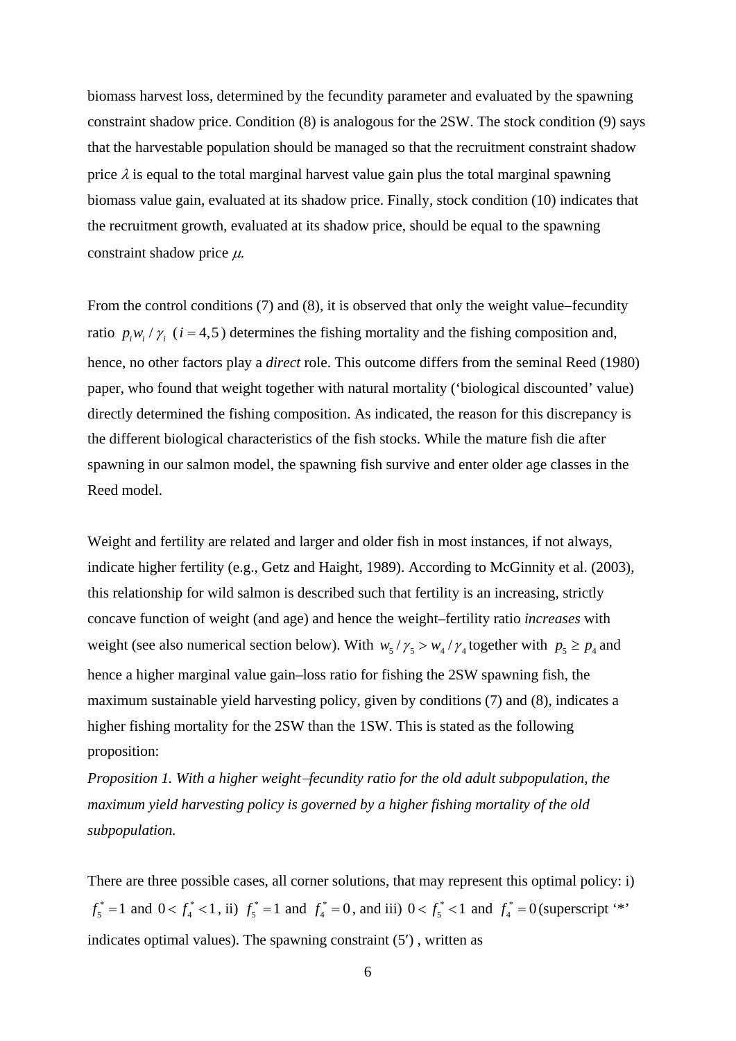biomass harvest loss, determined by the fecundity parameter and evaluated by the spawning constraint shadow price. Condition (8) is analogous for the 2SW. The stock condition (9) says that the harvestable population should be managed so that the recruitment constraint shadow price $\lambda$ is equal to the total marginal harvest value gain plus the total marginal spawning biomass value gain, evaluated at its shadow price. Finally, stock condition (10) indicates that the recruitment growth, evaluated at its shadow price, should be equal to the spawning constraint shadow price $\mu$.

From the control conditions (7) and (8), it is observed that only the weight value–fecundity ratio $p_i w_i / \gamma_i$ ($i = 4, 5$) determines the fishing mortality and the fishing composition and, hence, no other factors play a *direct* role. This outcome differs from the seminal Reed (1980) paper, who found that weight together with natural mortality ('biological discounted' value) directly determined the fishing composition. As indicated, the reason for this discrepancy is the different biological characteristics of the fish stocks. While the mature fish die after spawning in our salmon model, the spawning fish survive and enter older age classes in the Reed model.

Weight and fertility are related and larger and older fish in most instances, if not always, indicate higher fertility (e.g., Getz and Haight, 1989). According to McGinnity et al. (2003), this relationship for wild salmon is described such that fertility is an increasing, strictly concave function of weight (and age) and hence the weight–fertility ratio *increases* with weight (see also numerical section below). With $w_5 / \gamma_5 > w_4 / \gamma_4$ together with $p_5 \geq p_4$ and hence a higher marginal value gain–loss ratio for fishing the 2SW spawning fish, the maximum sustainable yield harvesting policy, given by conditions (7) and (8), indicates a higher fishing mortality for the 2SW than the 1SW. This is stated as the following proposition:

*Proposition 1. With a higher weight–fecundity ratio for the old adult subpopulation, the maximum yield harvesting policy is governed by a higher fishing mortality of the old subpopulation.*

There are three possible cases, all corner solutions, that may represent this optimal policy: i) $f_5^* = 1$ and $0 < f_4^* < 1$, ii) $f_5^* = 1$ and $f_4^* = 0$, and iii) $0 < f_5^* < 1$ and $f_4^* = 0$ (superscript '*' indicates optimal values). The spawning constraint (5′), written as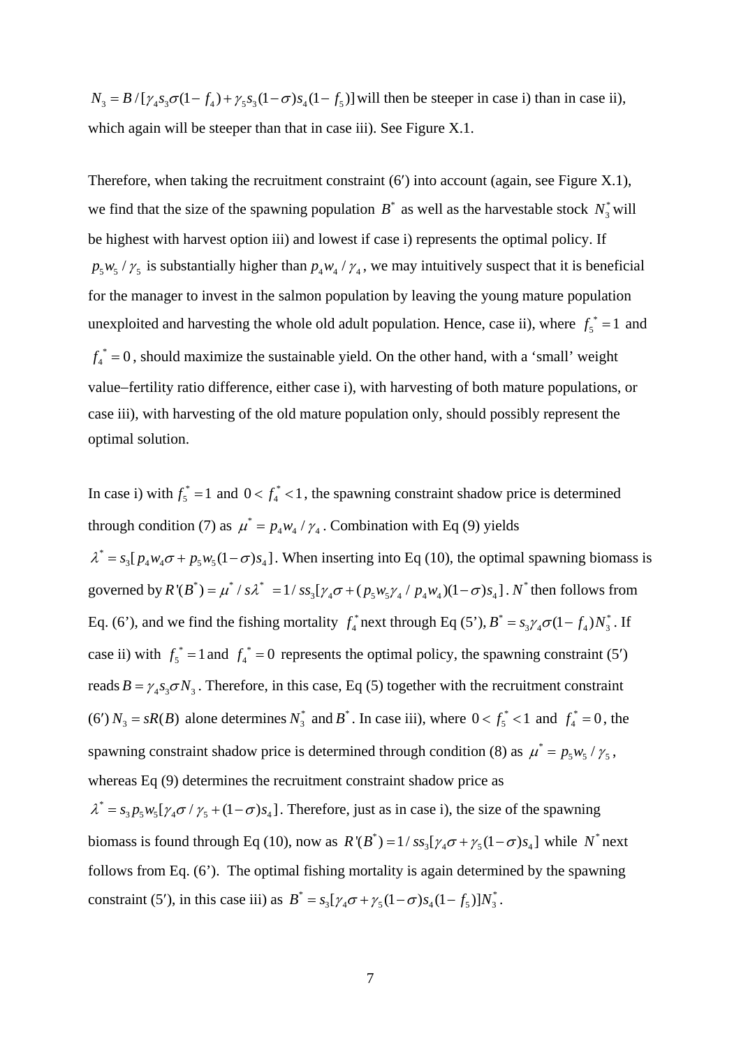$N_3 = B/[\gamma_4 s_3 \sigma(1-f_4) + \gamma_5 s_3(1-\sigma)s_4(1-f_5)]$ will then be steeper in case i) than in case ii), which again will be steeper than that in case iii). See Figure X.1.

Therefore, when taking the recruitment constraint (6′) into account (again, see Figure X.1), we find that the size of the spawning population $B^*$ as well as the harvestable stock $N_3^*$ will be highest with harvest option iii) and lowest if case i) represents the optimal policy. If $p_5 w_5/\gamma_5$ is substantially higher than $p_4 w_4/\gamma_4$, we may intuitively suspect that it is beneficial for the manager to invest in the salmon population by leaving the young mature population unexploited and harvesting the whole old adult population. Hence, case ii), where $f_5^* = 1$ and $f_4^* = 0$, should maximize the sustainable yield. On the other hand, with a 'small' weight value–fertility ratio difference, either case i), with harvesting of both mature populations, or case iii), with harvesting of the old mature population only, should possibly represent the optimal solution.

In case i) with $f_5^* = 1$ and $0 < f_4^* < 1$, the spawning constraint shadow price is determined through condition (7) as $\mu^* = p_4 w_4/\gamma_4$. Combination with Eq (9) yields $\lambda^* = s_3[p_4 w_4 \sigma + p_5 w_5(1-\sigma)s_4]$. When inserting into Eq (10), the optimal spawning biomass is governed by $R'(B^*) = \mu^*/s\lambda^* = 1/ss_3[\gamma_4\sigma + (p_5 w_5 \gamma_4/p_4 w_4)(1-\sigma)s_4]$. $N^*$ then follows from Eq. (6'), and we find the fishing mortality $f_4^*$ next through Eq (5'), $B^* = s_3\gamma_4\sigma(1-f_4)N_3^*$. If case ii) with $f_5^* = 1$ and $f_4^* = 0$ represents the optimal policy, the spawning constraint (5′) reads $B = \gamma_4 s_3 \sigma N_3$. Therefore, in this case, Eq (5) together with the recruitment constraint (6′) $N_3 = sR(B)$ alone determines $N_3^*$ and $B^*$. In case iii), where $0 < f_5^* < 1$ and $f_4^* = 0$, the spawning constraint shadow price is determined through condition (8) as $\mu^* = p_5 w_5/\gamma_5$, whereas Eq (9) determines the recruitment constraint shadow price as $\lambda^* = s_3 p_5 w_5[\gamma_4\sigma/\gamma_5 + (1-\sigma)s_4]$. Therefore, just as in case i), the size of the spawning biomass is found through Eq (10), now as $R'(B^*) = 1/ss_3[\gamma_4\sigma + \gamma_5(1-\sigma)s_4]$ while $N^*$ next follows from Eq. (6'). The optimal fishing mortality is again determined by the spawning constraint (5′), in this case iii) as $B^* = s_3[\gamma_4\sigma + \gamma_5(1-\sigma)s_4(1-f_5)]N_3^*$.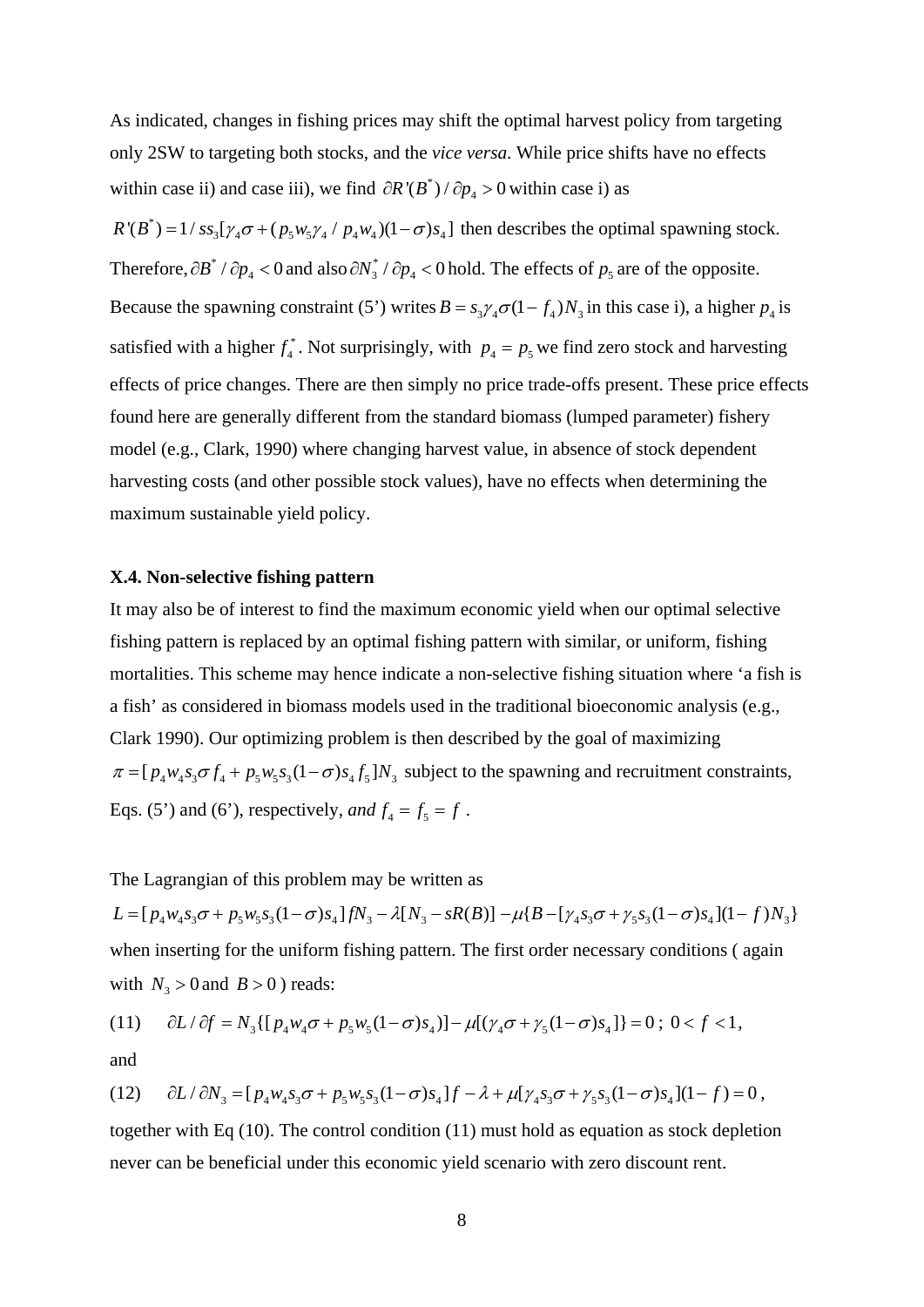As indicated, changes in fishing prices may shift the optimal harvest policy from targeting only 2SW to targeting both stocks, and the *vice versa*. While price shifts have no effects within case ii) and case iii), we find $\partial R'(B^*)/\partial p_4 > 0$ within case i) as $R'(B^*) = 1/ss_3[\gamma_4\sigma + (p_5 w_5 \gamma_4 / p_4 w_4)(1-\sigma)s_4]$ then describes the optimal spawning stock. Therefore, $\partial B^*/\partial p_4 < 0$ and also $\partial N_3^*/\partial p_4 < 0$ hold. The effects of $p_5$ are of the opposite. Because the spawning constraint (5') writes $B = s_3\gamma_4\sigma(1-f_4)N_3$ in this case i), a higher $p_4$ is satisfied with a higher $f_4^*$. Not surprisingly, with $p_4 = p_5$ we find zero stock and harvesting effects of price changes. There are then simply no price trade-offs present. These price effects found here are generally different from the standard biomass (lumped parameter) fishery model (e.g., Clark, 1990) where changing harvest value, in absence of stock dependent harvesting costs (and other possible stock values), have no effects when determining the maximum sustainable yield policy.

### X.4. Non-selective fishing pattern

It may also be of interest to find the maximum economic yield when our optimal selective fishing pattern is replaced by an optimal fishing pattern with similar, or uniform, fishing mortalities. This scheme may hence indicate a non-selective fishing situation where 'a fish is a fish' as considered in biomass models used in the traditional bioeconomic analysis (e.g., Clark 1990). Our optimizing problem is then described by the goal of maximizing $\pi = [p_4 w_4 s_3 \sigma f_4 + p_5 w_5 s_3 (1-\sigma) s_4 f_5] N_3$ subject to the spawning and recruitment constraints, Eqs. (5') and (6'), respectively, *and* $f_4 = f_5 = f$ .

The Lagrangian of this problem may be written as

$$L = [p_4 w_4 s_3 \sigma + p_5 w_5 s_3 (1-\sigma) s_4] f N_3 - \lambda [N_3 - sR(B)] - \mu \{B - [\gamma_4 s_3 \sigma + \gamma_5 s_3 (1-\sigma) s_4](1-f) N_3\}$$

when inserting for the uniform fishing pattern. The first order necessary conditions ( again with $N_3 > 0$ and $B > 0$ ) reads:

$$(11) \qquad \partial L/\partial f = N_3\{[p_4 w_4 \sigma + p_5 w_5 (1-\sigma) s_4)] - \mu[(\gamma_4 \sigma + \gamma_5 (1-\sigma) s_4]\} = 0 \text{ ; } 0 < f < 1,$$

and

$$(12) \qquad \partial L/\partial N_3 = [p_4 w_4 s_3 \sigma + p_5 w_5 s_3 (1-\sigma) s_4] f - \lambda + \mu [\gamma_4 s_3 \sigma + \gamma_5 s_3 (1-\sigma) s_4](1-f) = 0 \text{ ,}$$

together with Eq (10). The control condition (11) must hold as equation as stock depletion never can be beneficial under this economic yield scenario with zero discount rent.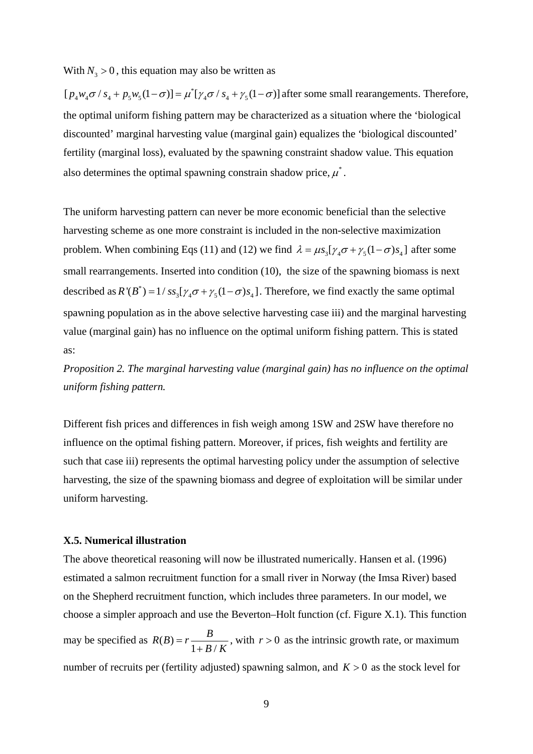With $N_3 > 0$, this equation may also be written as

$[p_4 w_4 \sigma / s_4 + p_5 w_5 (1-\sigma)] = \mu^* [\gamma_4 \sigma / s_4 + \gamma_5 (1-\sigma)]$ after some small rearrangements. Therefore, the optimal uniform fishing pattern may be characterized as a situation where the 'biological discounted' marginal harvesting value (marginal gain) equalizes the 'biological discounted' fertility (marginal loss), evaluated by the spawning constraint shadow value. This equation also determines the optimal spawning constrain shadow price, $\mu^*$.

The uniform harvesting pattern can never be more economic beneficial than the selective harvesting scheme as one more constraint is included in the non-selective maximization problem. When combining Eqs (11) and (12) we find $\lambda = \mu s_3 [\gamma_4 \sigma + \gamma_5 (1-\sigma) s_4]$ after some small rearrangements. Inserted into condition (10), the size of the spawning biomass is next described as $R'(B^*) = 1/ s s_3 [\gamma_4 \sigma + \gamma_5 (1-\sigma) s_4]$. Therefore, we find exactly the same optimal spawning population as in the above selective harvesting case iii) and the marginal harvesting value (marginal gain) has no influence on the optimal uniform fishing pattern. This is stated as:

*Proposition 2. The marginal harvesting value (marginal gain) has no influence on the optimal uniform fishing pattern.*

Different fish prices and differences in fish weigh among 1SW and 2SW have therefore no influence on the optimal fishing pattern. Moreover, if prices, fish weights and fertility are such that case iii) represents the optimal harvesting policy under the assumption of selective harvesting, the size of the spawning biomass and degree of exploitation will be similar under uniform harvesting.

**X.5. Numerical illustration**

The above theoretical reasoning will now be illustrated numerically. Hansen et al. (1996) estimated a salmon recruitment function for a small river in Norway (the Imsa River) based on the Shepherd recruitment function, which includes three parameters. In our model, we choose a simpler approach and use the Beverton–Holt function (cf. Figure X.1). This function may be specified as $R(B) = r \dfrac{B}{1 + B/K}$, with $r > 0$ as the intrinsic growth rate, or maximum number of recruits per (fertility adjusted) spawning salmon, and $K > 0$ as the stock level for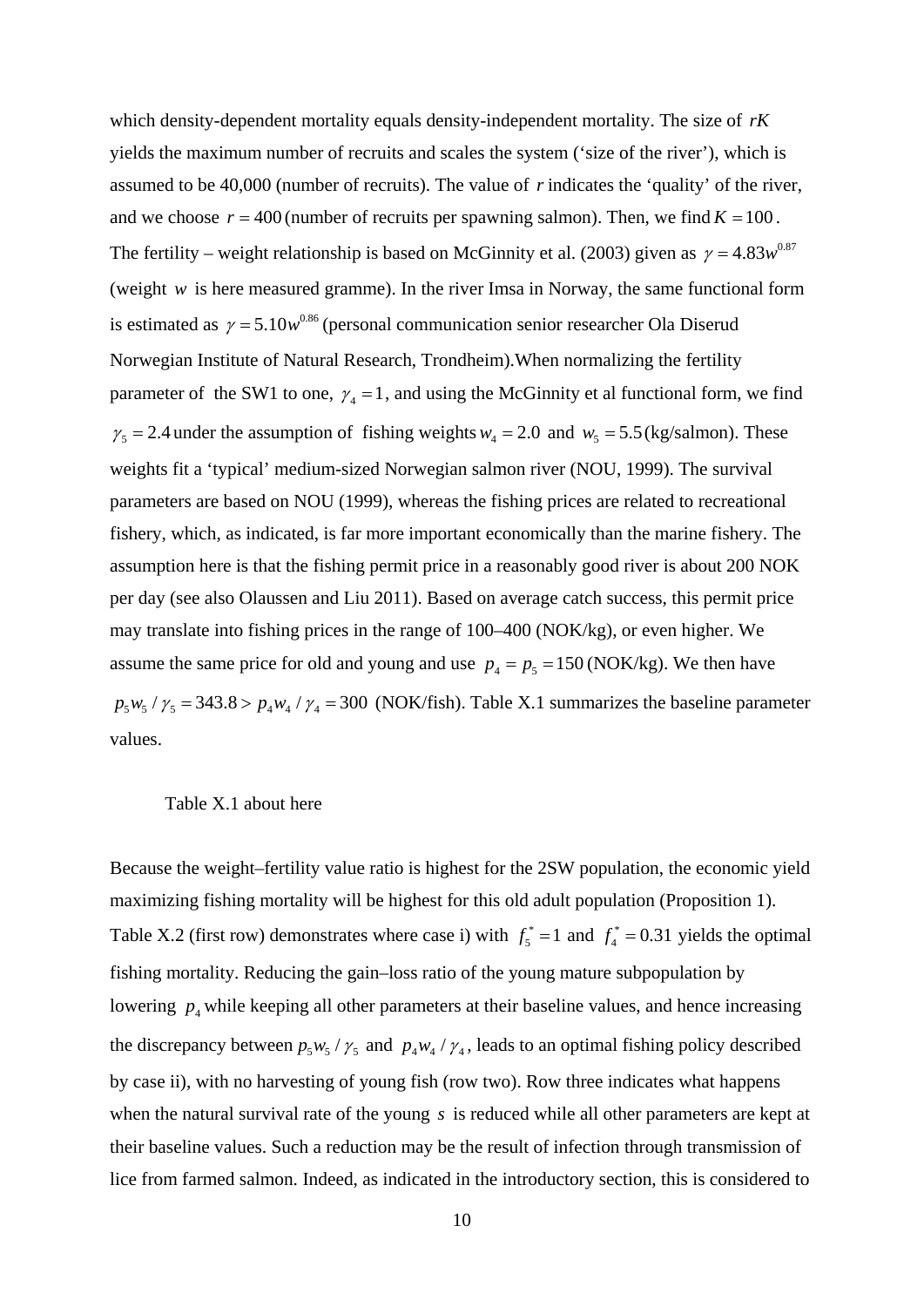which density-dependent mortality equals density-independent mortality. The size of $rK$ yields the maximum number of recruits and scales the system ('size of the river'), which is assumed to be 40,000 (number of recruits). The value of $r$ indicates the 'quality' of the river, and we choose $r = 400$ (number of recruits per spawning salmon). Then, we find $K = 100$. The fertility – weight relationship is based on McGinnity et al. (2003) given as $\gamma = 4.83w^{0.87}$ (weight $w$ is here measured gramme). In the river Imsa in Norway, the same functional form is estimated as $\gamma = 5.10w^{0.86}$ (personal communication senior researcher Ola Diserud Norwegian Institute of Natural Research, Trondheim).When normalizing the fertility parameter of the SW1 to one, $\gamma_4 = 1$, and using the McGinnity et al functional form, we find $\gamma_5 = 2.4$ under the assumption of fishing weights $w_4 = 2.0$ and $w_5 = 5.5$ (kg/salmon). These weights fit a 'typical' medium-sized Norwegian salmon river (NOU, 1999). The survival parameters are based on NOU (1999), whereas the fishing prices are related to recreational fishery, which, as indicated, is far more important economically than the marine fishery. The assumption here is that the fishing permit price in a reasonably good river is about 200 NOK per day (see also Olaussen and Liu 2011). Based on average catch success, this permit price may translate into fishing prices in the range of 100–400 (NOK/kg), or even higher. We assume the same price for old and young and use $p_4 = p_5 = 150$ (NOK/kg). We then have $p_5 w_5 / \gamma_5 = 343.8 > p_4 w_4 / \gamma_4 = 300$ (NOK/fish). Table X.1 summarizes the baseline parameter values.

Table X.1 about here

Because the weight–fertility value ratio is highest for the 2SW population, the economic yield maximizing fishing mortality will be highest for this old adult population (Proposition 1). Table X.2 (first row) demonstrates where case i) with $f_5^* = 1$ and $f_4^* = 0.31$ yields the optimal fishing mortality. Reducing the gain–loss ratio of the young mature subpopulation by lowering $p_4$ while keeping all other parameters at their baseline values, and hence increasing the discrepancy between $p_5 w_5 / \gamma_5$ and $p_4 w_4 / \gamma_4$, leads to an optimal fishing policy described by case ii), with no harvesting of young fish (row two). Row three indicates what happens when the natural survival rate of the young $s$ is reduced while all other parameters are kept at their baseline values. Such a reduction may be the result of infection through transmission of lice from farmed salmon. Indeed, as indicated in the introductory section, this is considered to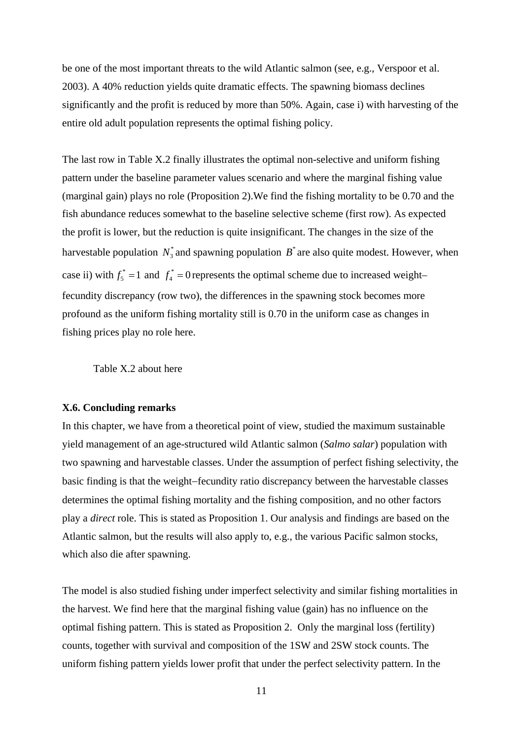be one of the most important threats to the wild Atlantic salmon (see, e.g., Verspoor et al. 2003). A 40% reduction yields quite dramatic effects. The spawning biomass declines significantly and the profit is reduced by more than 50%. Again, case i) with harvesting of the entire old adult population represents the optimal fishing policy.

The last row in Table X.2 finally illustrates the optimal non-selective and uniform fishing pattern under the baseline parameter values scenario and where the marginal fishing value (marginal gain) plays no role (Proposition 2).We find the fishing mortality to be 0.70 and the fish abundance reduces somewhat to the baseline selective scheme (first row). As expected the profit is lower, but the reduction is quite insignificant. The changes in the size of the harvestable population $N_3^*$ and spawning population $B^*$ are also quite modest. However, when case ii) with $f_5^* = 1$ and $f_4^* = 0$ represents the optimal scheme due to increased weight–fecundity discrepancy (row two), the differences in the spawning stock becomes more profound as the uniform fishing mortality still is 0.70 in the uniform case as changes in fishing prices play no role here.

Table X.2 about here

### X.6. Concluding remarks

In this chapter, we have from a theoretical point of view, studied the maximum sustainable yield management of an age-structured wild Atlantic salmon (*Salmo salar*) population with two spawning and harvestable classes. Under the assumption of perfect fishing selectivity, the basic finding is that the weight–fecundity ratio discrepancy between the harvestable classes determines the optimal fishing mortality and the fishing composition, and no other factors play a *direct* role. This is stated as Proposition 1. Our analysis and findings are based on the Atlantic salmon, but the results will also apply to, e.g., the various Pacific salmon stocks, which also die after spawning.

The model is also studied fishing under imperfect selectivity and similar fishing mortalities in the harvest. We find here that the marginal fishing value (gain) has no influence on the optimal fishing pattern. This is stated as Proposition 2. Only the marginal loss (fertility) counts, together with survival and composition of the 1SW and 2SW stock counts. The uniform fishing pattern yields lower profit that under the perfect selectivity pattern. In the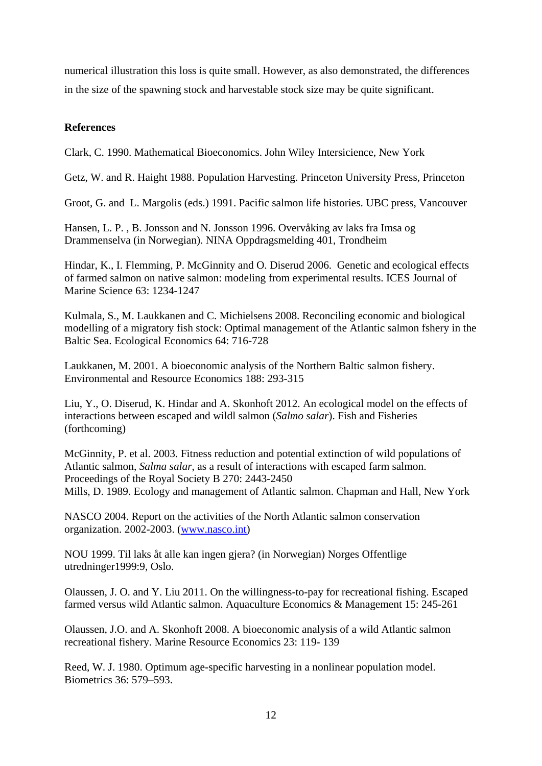numerical illustration this loss is quite small. However, as also demonstrated, the differences in the size of the spawning stock and harvestable stock size may be quite significant.

**References**

Clark, C. 1990. Mathematical Bioeconomics. John Wiley Intersicience, New York

Getz, W. and R. Haight 1988. Population Harvesting. Princeton University Press, Princeton

Groot, G. and L. Margolis (eds.) 1991. Pacific salmon life histories. UBC press, Vancouver

Hansen, L. P. , B. Jonsson and N. Jonsson 1996. Overvåking av laks fra Imsa og Drammenselva (in Norwegian). NINA Oppdragsmelding 401, Trondheim

Hindar, K., I. Flemming, P. McGinnity and O. Diserud 2006. Genetic and ecological effects of farmed salmon on native salmon: modeling from experimental results. ICES Journal of Marine Science 63: 1234-1247

Kulmala, S., M. Laukkanen and C. Michielsens 2008. Reconciling economic and biological modelling of a migratory fish stock: Optimal management of the Atlantic salmon fshery in the Baltic Sea. Ecological Economics 64: 716-728

Laukkanen, M. 2001. A bioeconomic analysis of the Northern Baltic salmon fishery. Environmental and Resource Economics 188: 293-315

Liu, Y., O. Diserud, K. Hindar and A. Skonhoft 2012. An ecological model on the effects of interactions between escaped and wildl salmon (*Salmo salar*). Fish and Fisheries (forthcoming)

McGinnity, P. et al. 2003. Fitness reduction and potential extinction of wild populations of Atlantic salmon, *Salma salar*, as a result of interactions with escaped farm salmon. Proceedings of the Royal Society B 270: 2443-2450

Mills, D. 1989. Ecology and management of Atlantic salmon. Chapman and Hall, New York

NASCO 2004. Report on the activities of the North Atlantic salmon conservation organization. 2002-2003. (www.nasco.int)

NOU 1999. Til laks åt alle kan ingen gjera? (in Norwegian) Norges Offentlige utredninger1999:9, Oslo.

Olaussen, J. O. and Y. Liu 2011. On the willingness-to-pay for recreational fishing. Escaped farmed versus wild Atlantic salmon. Aquaculture Economics & Management 15: 245-261

Olaussen, J.O. and A. Skonhoft 2008. A bioeconomic analysis of a wild Atlantic salmon recreational fishery. Marine Resource Economics 23: 119- 139

Reed, W. J. 1980. Optimum age-specific harvesting in a nonlinear population model. Biometrics 36: 579–593.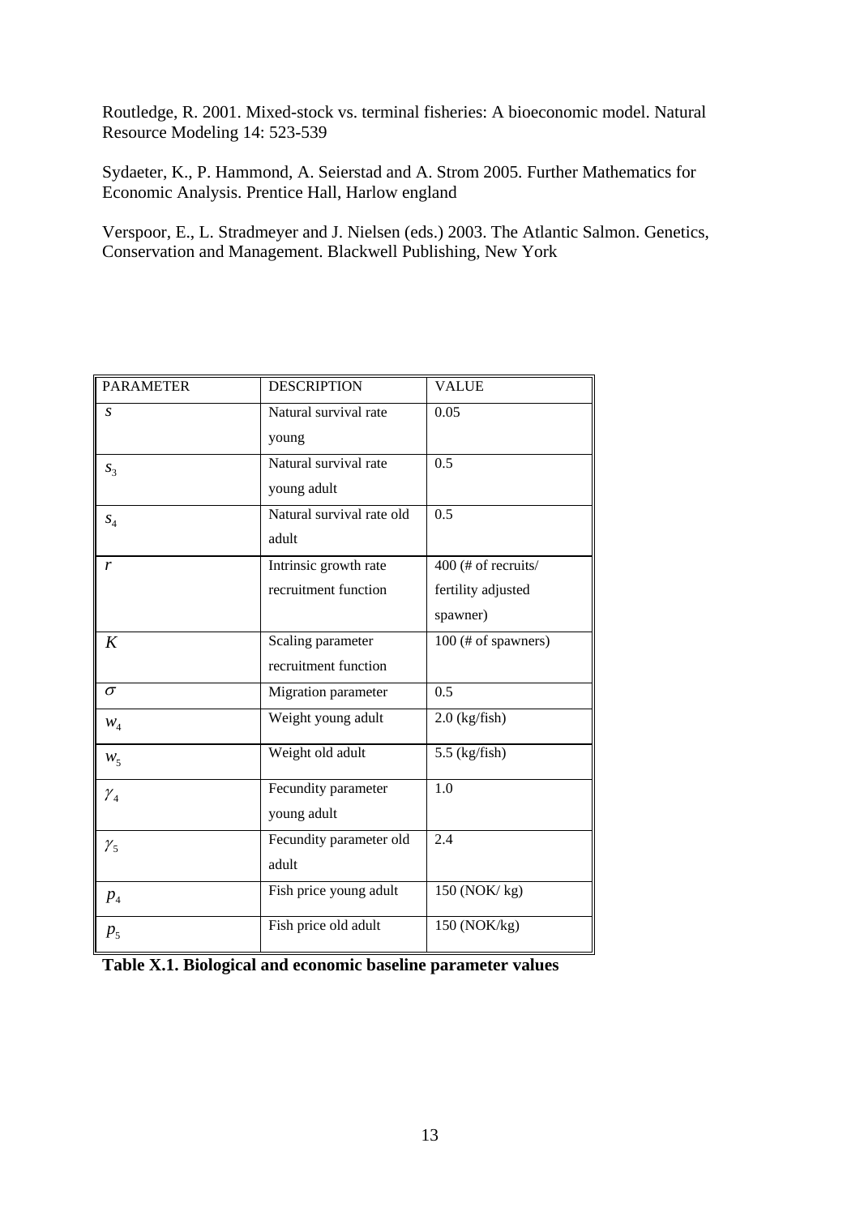Routledge, R. 2001. Mixed-stock vs. terminal fisheries: A bioeconomic model. Natural Resource Modeling 14: 523-539

Sydaeter, K., P. Hammond, A. Seierstad and A. Strom 2005. Further Mathematics for Economic Analysis. Prentice Hall, Harlow england

Verspoor, E., L. Stradmeyer and J. Nielsen (eds.) 2003. The Atlantic Salmon. Genetics, Conservation and Management. Blackwell Publishing, New York

| PARAMETER | DESCRIPTION | VALUE |
|---|---|---|
| $s$ | Natural survival rate young | 0.05 |
| $s_3$ | Natural survival rate young adult | 0.5 |
| $s_4$ | Natural survival rate old adult | 0.5 |
| $r$ | Intrinsic growth rate recruitment function | 400 (# of recruits/ fertility adjusted spawner) |
| $K$ | Scaling parameter recruitment function | 100 (# of spawners) |
| $\sigma$ | Migration parameter | 0.5 |
| $w_4$ | Weight young adult | 2.0 (kg/fish) |
| $w_5$ | Weight old adult | 5.5 (kg/fish) |
| $\gamma_4$ | Fecundity parameter young adult | 1.0 |
| $\gamma_5$ | Fecundity parameter old adult | 2.4 |
| $p_4$ | Fish price young adult | 150 (NOK/ kg) |
| $p_5$ | Fish price old adult | 150 (NOK/kg) |

**Table X.1. Biological and economic baseline parameter values**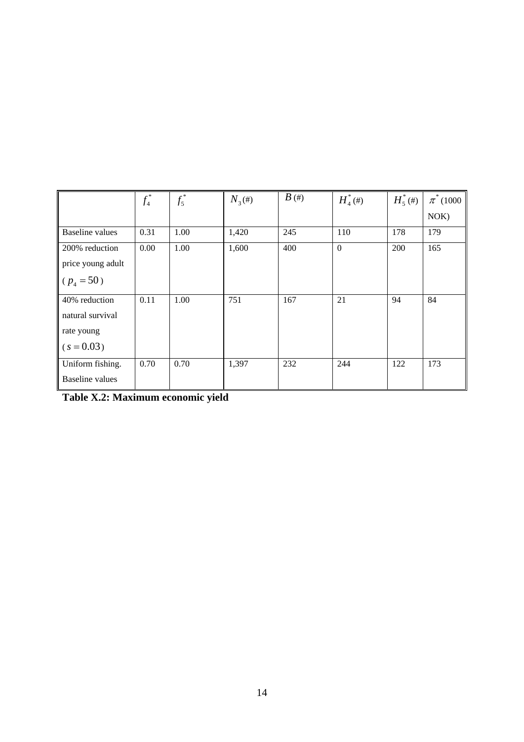| | $f_4^*$ | $f_5^*$ | $N_3$ (#) | $B$ (#) | $H_4^*$ (#) | $H_5^*$ (#) | $\pi^*$ (1000 NOK) |
|---|---|---|---|---|---|---|---|
| Baseline values | 0.31 | 1.00 | 1,420 | 245 | 110 | 178 | 179 |
| 200% reduction price young adult ( $p_4 = 50$ ) | 0.00 | 1.00 | 1,600 | 400 | 0 | 200 | 165 |
| 40% reduction natural survival rate young ( $s = 0.03$ ) | 0.11 | 1.00 | 751 | 167 | 21 | 94 | 84 |
| Uniform fishing. Baseline values | 0.70 | 0.70 | 1,397 | 232 | 244 | 122 | 173 |

**Table X.2: Maximum economic yield**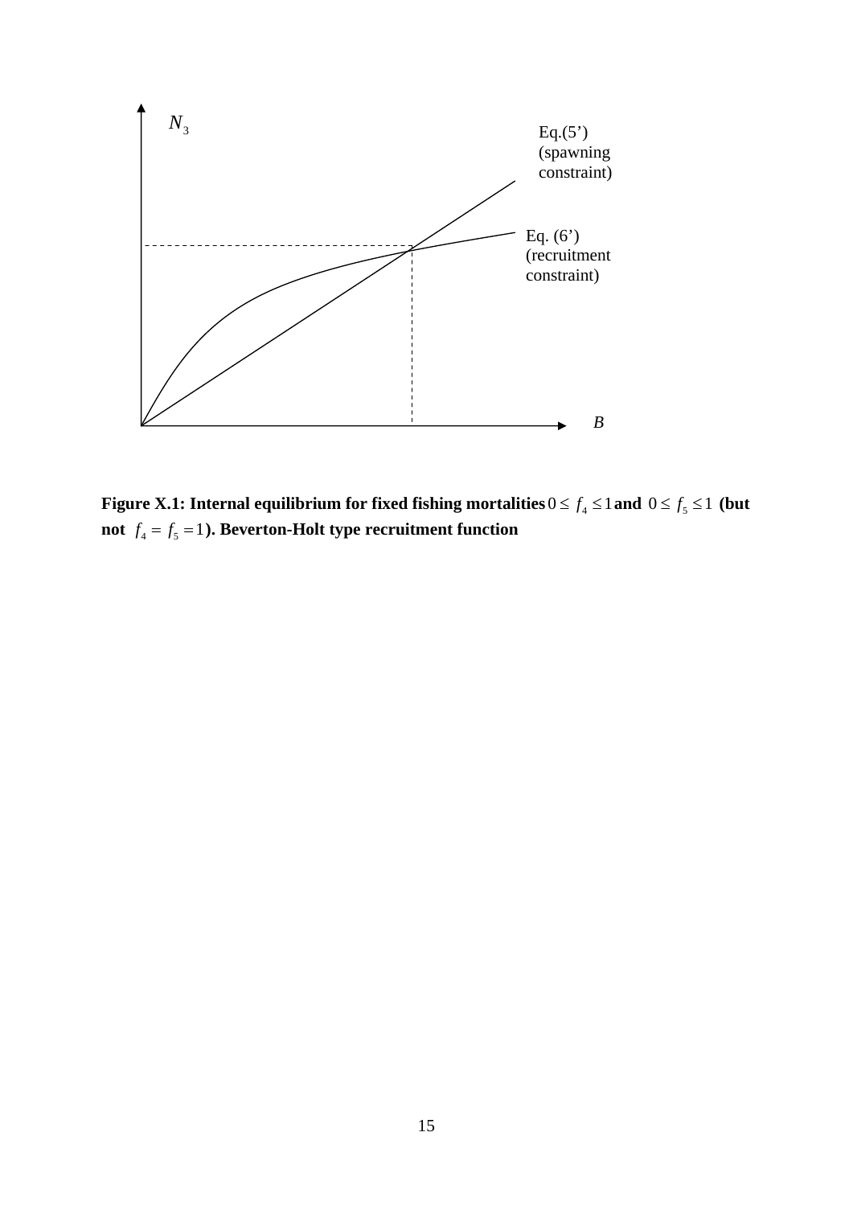$N_3$

Eq.(5')
(spawning
constraint)

Eq. (6')
(recruitment
constraint)

$B$

**Figure X.1: Internal equilibrium for fixed fishing mortalities $0 \leq f_4 \leq 1$ and $0 \leq f_5 \leq 1$ (but not $f_4 = f_5 = 1$). Beverton-Holt type recruitment function**